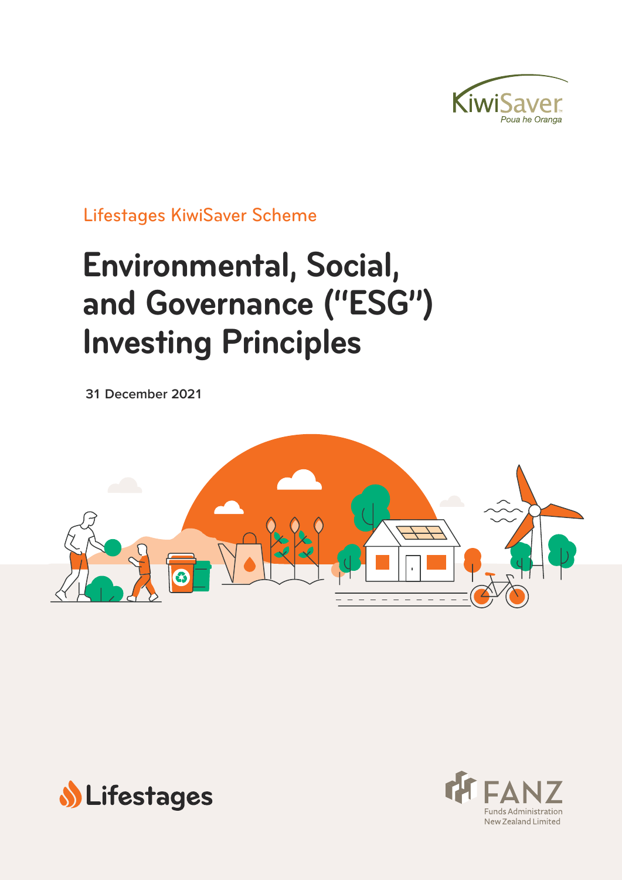KiwiSaver
Poua he Oranga

Lifestages KiwiSaver Scheme

# Environmental, Social, and Governance ("ESG") Investing Principles

**31 December 2021**

Lifestages

FANZ
Funds Administration New Zealand Limited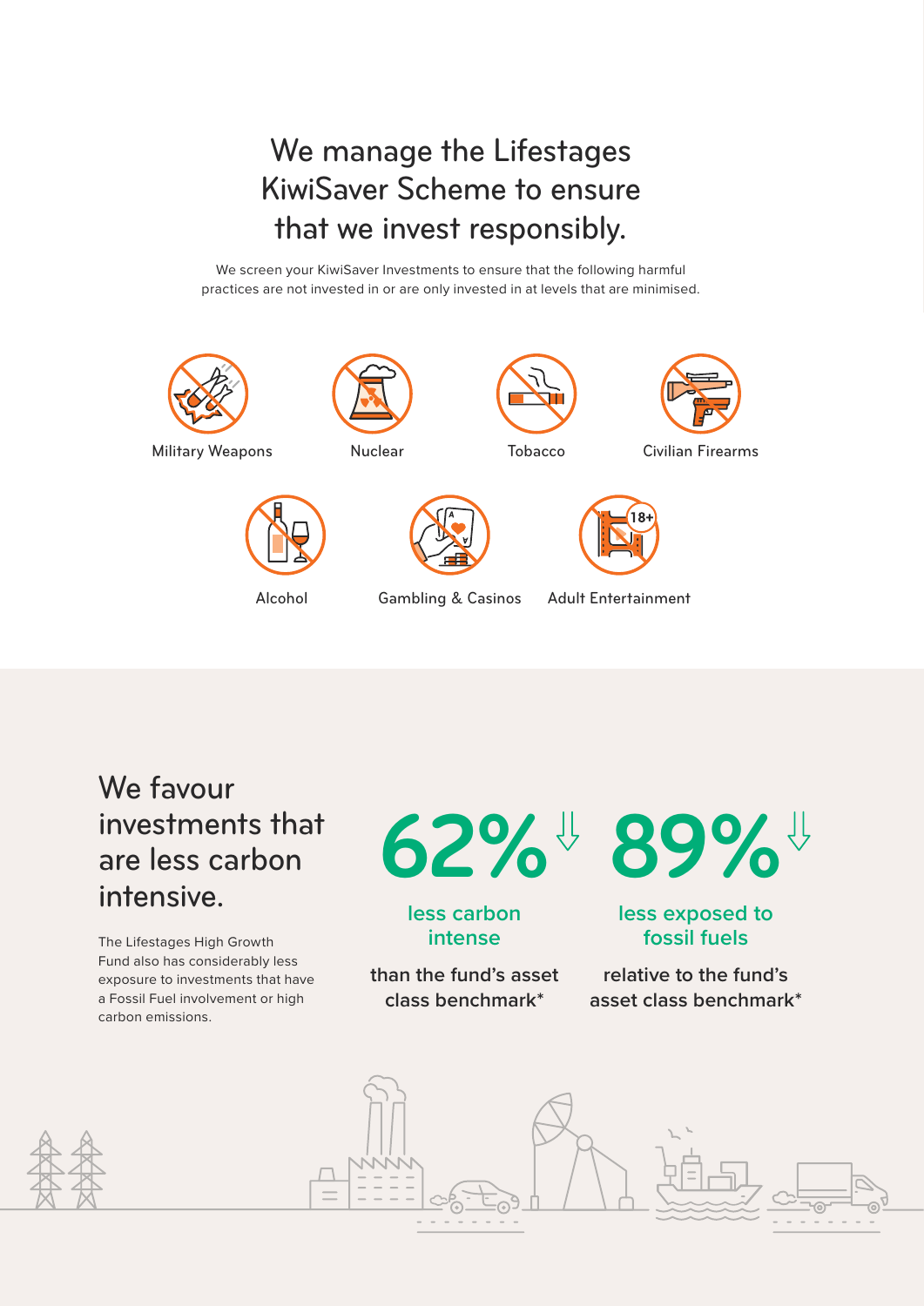# We manage the Lifestages KiwiSaver Scheme to ensure that we invest responsibly.

We screen your KiwiSaver Investments to ensure that the following harmful practices are not invested in or are only invested in at levels that are minimised.

- Military Weapons
- Nuclear
- Tobacco
- Civilian Firearms
- Alcohol
- Gambling & Casinos
- Adult Entertainment

## We favour investments that are less carbon intensive.

The Lifestages High Growth Fund also has considerably less exposure to investments that have a Fossil Fuel involvement or high carbon emissions.

**62%** ⇩

less carbon intense

than the fund's asset class benchmark*

**89%** ⇩

less exposed to fossil fuels

relative to the fund's asset class benchmark*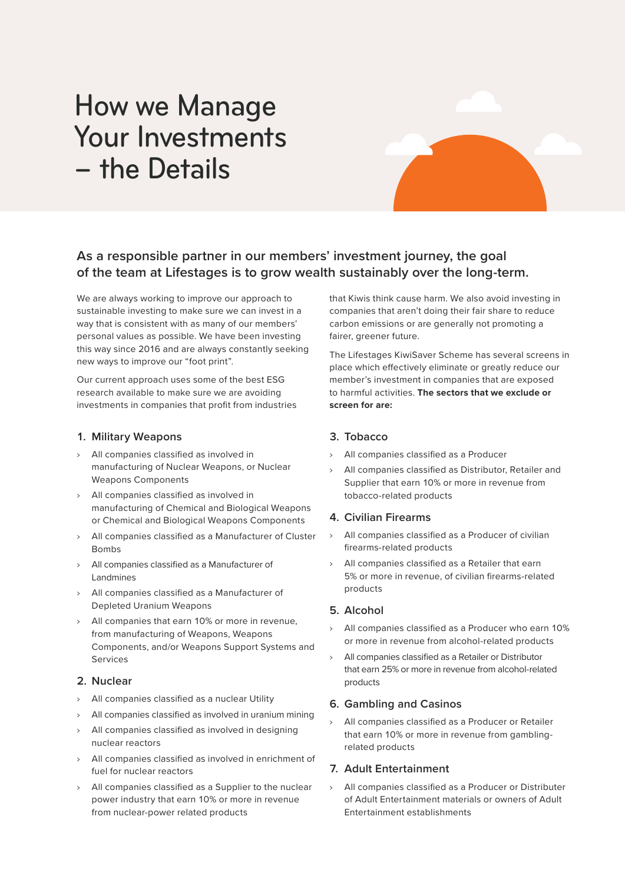# How we Manage Your Investments – the Details

## As a responsible partner in our members' investment journey, the goal of the team at Lifestages is to grow wealth sustainably over the long-term.

We are always working to improve our approach to sustainable investing to make sure we can invest in a way that is consistent with as many of our members' personal values as possible. We have been investing this way since 2016 and are always constantly seeking new ways to improve our "foot print".

Our current approach uses some of the best ESG research available to make sure we are avoiding investments in companies that profit from industries that Kiwis think cause harm. We also avoid investing in companies that aren't doing their fair share to reduce carbon emissions or are generally not promoting a fairer, greener future.

The Lifestages KiwiSaver Scheme has several screens in place which effectively eliminate or greatly reduce our member's investment in companies that are exposed to harmful activities. **The sectors that we exclude or screen for are:**

### 1. Military Weapons

- All companies classified as involved in manufacturing of Nuclear Weapons, or Nuclear Weapons Components
- All companies classified as involved in manufacturing of Chemical and Biological Weapons or Chemical and Biological Weapons Components
- All companies classified as a Manufacturer of Cluster Bombs
- All companies classified as a Manufacturer of Landmines
- All companies classified as a Manufacturer of Depleted Uranium Weapons
- All companies that earn 10% or more in revenue, from manufacturing of Weapons, Weapons Components, and/or Weapons Support Systems and Services

### 2. Nuclear

- All companies classified as a nuclear Utility
- All companies classified as involved in uranium mining
- All companies classified as involved in designing nuclear reactors
- All companies classified as involved in enrichment of fuel for nuclear reactors
- All companies classified as a Supplier to the nuclear power industry that earn 10% or more in revenue from nuclear-power related products

### 3. Tobacco

- All companies classified as a Producer
- All companies classified as Distributor, Retailer and Supplier that earn 10% or more in revenue from tobacco-related products

### 4. Civilian Firearms

- All companies classified as a Producer of civilian firearms-related products
- All companies classified as a Retailer that earn 5% or more in revenue, of civilian firearms-related products

### 5. Alcohol

- All companies classified as a Producer who earn 10% or more in revenue from alcohol-related products
- All companies classified as a Retailer or Distributor that earn 25% or more in revenue from alcohol-related products

### 6. Gambling and Casinos

- All companies classified as a Producer or Retailer that earn 10% or more in revenue from gambling-related products

### 7. Adult Entertainment

- All companies classified as a Producer or Distributer of Adult Entertainment materials or owners of Adult Entertainment establishments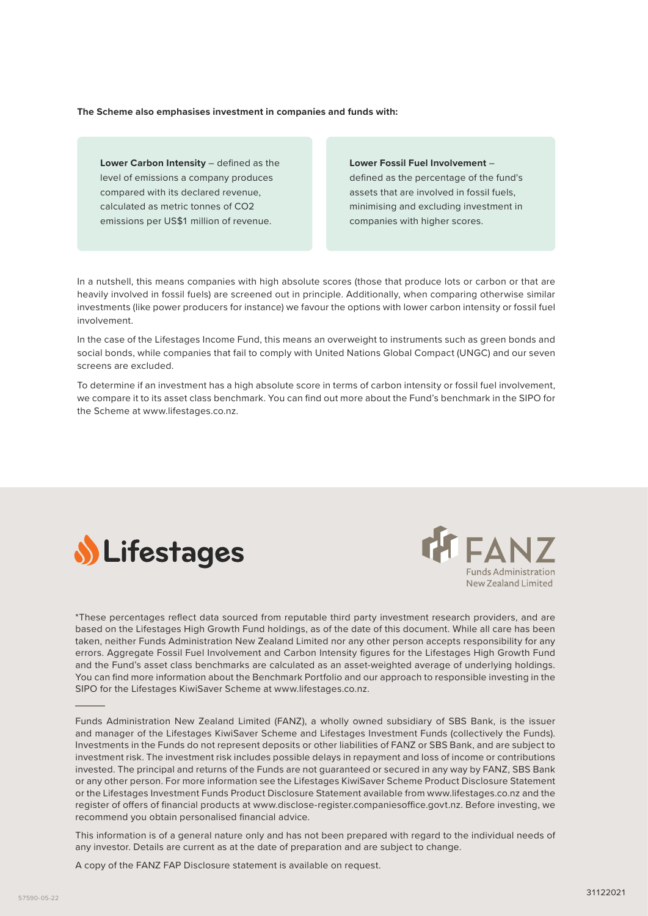**The Scheme also emphasises investment in companies and funds with:**

**Lower Carbon Intensity** – defined as the level of emissions a company produces compared with its declared revenue, calculated as metric tonnes of $CO_2$ emissions per US$1 million of revenue.

**Lower Fossil Fuel Involvement** – defined as the percentage of the fund's assets that are involved in fossil fuels, minimising and excluding investment in companies with higher scores.

In a nutshell, this means companies with high absolute scores (those that produce lots or carbon or that are heavily involved in fossil fuels) are screened out in principle. Additionally, when comparing otherwise similar investments (like power producers for instance) we favour the options with lower carbon intensity or fossil fuel involvement.

In the case of the Lifestages Income Fund, this means an overweight to instruments such as green bonds and social bonds, while companies that fail to comply with United Nations Global Compact (UNGC) and our seven screens are excluded.

To determine if an investment has a high absolute score in terms of carbon intensity or fossil fuel involvement, we compare it to its asset class benchmark. You can find out more about the Fund's benchmark in the SIPO for the Scheme at www.lifestages.co.nz.

Lifestages

FANZ
Funds Administration New Zealand Limited

*These percentages reflect data sourced from reputable third party investment research providers, and are based on the Lifestages High Growth Fund holdings, as of the date of this document. While all care has been taken, neither Funds Administration New Zealand Limited nor any other person accepts responsibility for any errors. Aggregate Fossil Fuel Involvement and Carbon Intensity figures for the Lifestages High Growth Fund and the Fund's asset class benchmarks are calculated as an asset-weighted average of underlying holdings. You can find more information about the Benchmark Portfolio and our approach to responsible investing in the SIPO for the Lifestages KiwiSaver Scheme at www.lifestages.co.nz.

Funds Administration New Zealand Limited (FANZ), a wholly owned subsidiary of SBS Bank, is the issuer and manager of the Lifestages KiwiSaver Scheme and Lifestages Investment Funds (collectively the Funds). Investments in the Funds do not represent deposits or other liabilities of FANZ or SBS Bank, and are subject to investment risk. The investment risk includes possible delays in repayment and loss of income or contributions invested. The principal and returns of the Funds are not guaranteed or secured in any way by FANZ, SBS Bank or any other person. For more information see the Lifestages KiwiSaver Scheme Product Disclosure Statement or the Lifestages Investment Funds Product Disclosure Statement available from www.lifestages.co.nz and the register of offers of financial products at www.disclose-register.companiesoffice.govt.nz. Before investing, we recommend you obtain personalised financial advice.

This information is of a general nature only and has not been prepared with regard to the individual needs of any investor. Details are current as at the date of preparation and are subject to change.

A copy of the FANZ FAP Disclosure statement is available on request.

57590-05-22

31122021